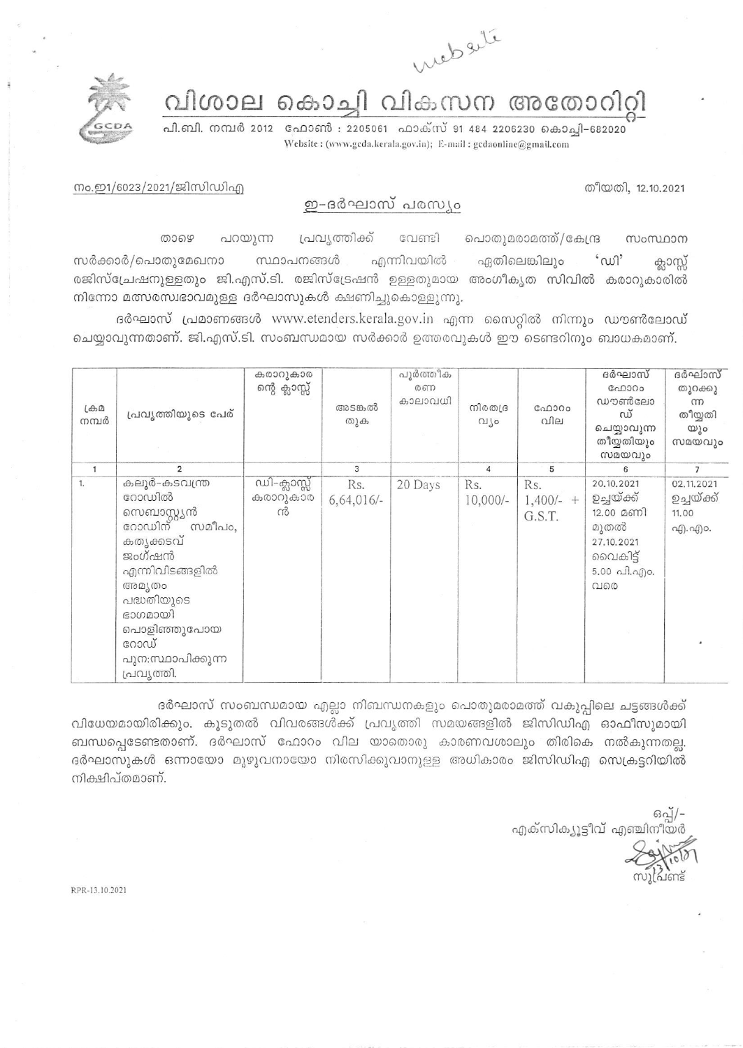website

# വിശാല കൊച്ചി വികസന അതോറിറ്റി

പി.ബി. നമ്പർ 2012 ഫോൺ : 2205061 ഫാക്സ് 91 484 2206230 കൊച്ചി-682020
Website : (www.gcda.kerala.gov.in); E-mail : gcdaonline@gmail.com

നം.ഇ1/6023/2021/ജിസിഡിഎ

തീയതി, 12.10.2021

## ഇ-ദർഘാസ് പരസ്യം

താഴെ പറയുന്ന പ്രവൃത്തിക്ക് വേണ്ടി പൊതുമരാമത്ത്/കേന്ദ്ര സംസ്ഥാന സർക്കാർ/പൊതുമേഖനാ സ്ഥാപനങ്ങൾ എന്നിവയിൽ ഏതിലെങ്കിലും 'ഡി' ക്ലാസ്സ് രജിസ്ട്രേഷനുള്ളതും ജി.എസ്.ടി. രജിസ്ട്രേഷൻ ഉള്ളതുമായ അംഗീകൃത സിവിൽ കരാറുകാരിൽ നിന്നോ മത്സരസ്വഭാവമുള്ള ദർഘാസുകൾ ക്ഷണിച്ചുകൊള്ളുന്നു.

ദർഘാസ് പ്രമാണങ്ങൾ www.etenders.kerala.gov.in എന്ന സൈറ്റിൽ നിന്നും ഡൗൺലോഡ് ചെയ്യാവുന്നതാണ്. ജി.എസ്.ടി. സംബന്ധമായ സർക്കാർ ഉത്തരവുകൾ ഈ ടെണ്ടറിനും ബാധകമാണ്.

| ക്രമ നമ്പർ | പ്രവൃത്തിയുടെ പേര് | കരാറുകാരന്റെ ക്ലാസ്സ് | അടങ്കൽ തുക | പൂർത്തീകരണ കാലാവധി | നിരതദ്രവ്യം | ഫോറം വില | ദർഘാസ് ഫോറം ഡൗൺലോഡ് ചെയ്യാവുന്ന തീയതിയും സമയവും | ദർഘാസ് തുറക്കുന്ന തീയതിയും സമയവും |
|---|---|---|---|---|---|---|---|---|
| 1 | 2 | | 3 | | 4 | 5 | 6 | 7 |
| 1. | കലൂർ-കടവന്ത്ര റോഡിൽ സെബാസ്റ്റ്യൻ റോഡിന് സമീപം, കതൃക്കടവ് ജംഗ്ഷൻ എന്നിവിടങ്ങളിൽ അമൃതം പദ്ധതിയുടെ ഭാഗമായി പൊളിഞ്ഞുപോയ റോഡ് പുനഃസ്ഥാപിക്കുന്ന പ്രവൃത്തി. | ഡി-ക്ലാസ്സ് കരാറുകാരൻ | Rs. 6,64,016/- | 20 Days | Rs. 10,000/- | Rs. 1,400/- + G.S.T. | 20.10.2021 ഉച്ചയ്ക്ക് 12.00 മണി മുതൽ 27.10.2021 വൈകിട്ട് 5.00 പി.എം. വരെ | 02.11.2021 ഉച്ചയ്ക്ക് 11.00 എ.എം. |

ദർഘാസ് സംബന്ധമായ എല്ലാ നിബന്ധനകളും പൊതുമരാമത്ത് വകുപ്പിലെ ചട്ടങ്ങൾക്ക് വിധേയമായിരിക്കും. കൂടുതൽ വിവരങ്ങൾക്ക് പ്രവൃത്തി സമയങ്ങളിൽ ജിസിഡിഎ ഓഫീസുമായി ബന്ധപ്പെടേണ്ടതാണ്. ദർഘാസ് ഫോറം വില യാതൊരു കാരണവശാലും തിരികെ നൽകുന്നതല്ല. ദർഘാസുകൾ ഒന്നായോ മുഴുവനായോ നിരസിക്കുവാനുള്ള അധികാരം ജിസിഡിഎ സെക്രട്ടറിയിൽ നിക്ഷിപ്തമാണ്.

ഒപ്പ്/-
എക്സിക്യൂട്ടീവ് എഞ്ചിനീയർ

13/10/21
സൂപ്രണ്ട്

RPR-13.10.2021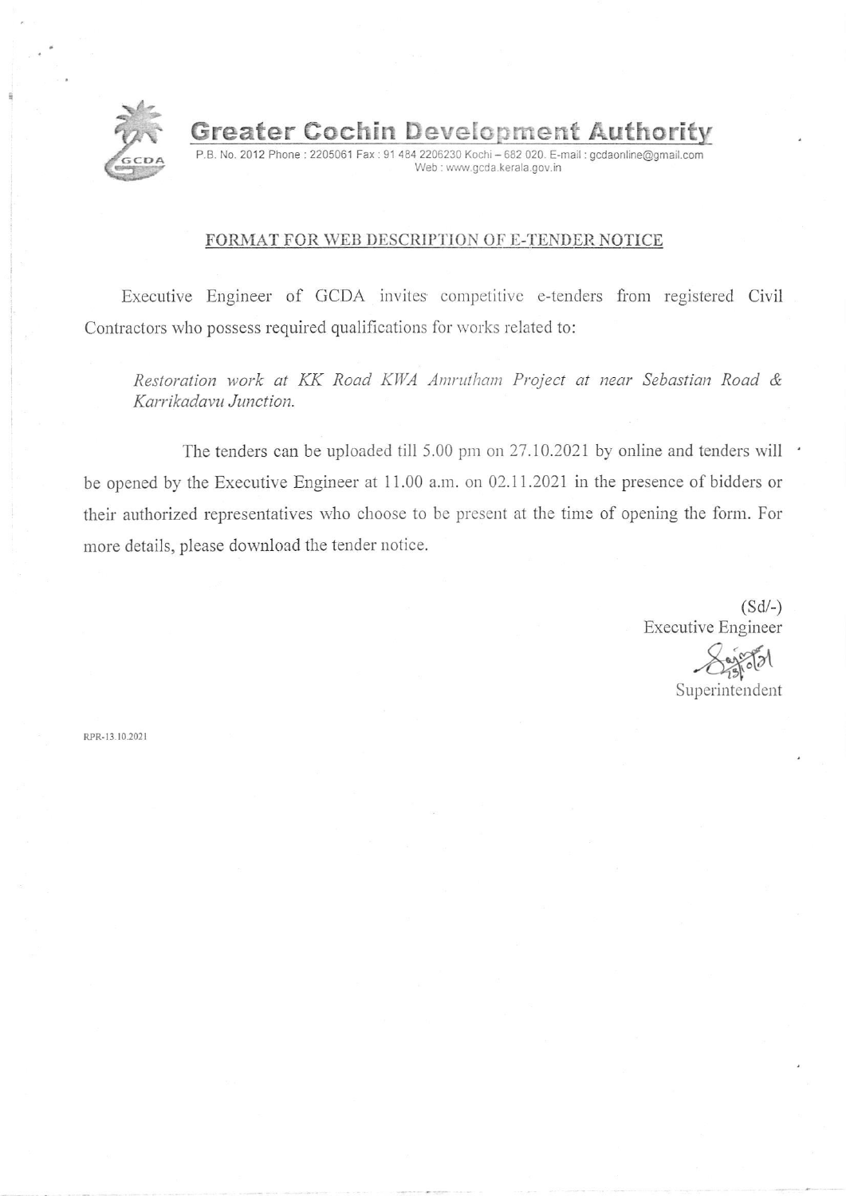# Greater Cochin Development Authority

P.B. No. 2012 Phone : 2205061 Fax : 91 484 2206230 Kochi – 682 020. E-mail : gcdaonline@gmail.com
Web : www.gcda.kerala.gov.in

## FORMAT FOR WEB DESCRIPTION OF E-TENDER NOTICE

Executive Engineer of GCDA invites competitive e-tenders from registered Civil Contractors who possess required qualifications for works related to:

*Restoration work at KK Road KWA Amrutham Project at near Sebastian Road & Karrikadavu Junction.*

The tenders can be uploaded till 5.00 pm on 27.10.2021 by online and tenders will be opened by the Executive Engineer at 11.00 a.m. on 02.11.2021 in the presence of bidders or their authorized representatives who choose to be present at the time of opening the form. For more details, please download the tender notice.

(Sd/-)
Executive Engineer

Superintendent

RPR-13.10.2021